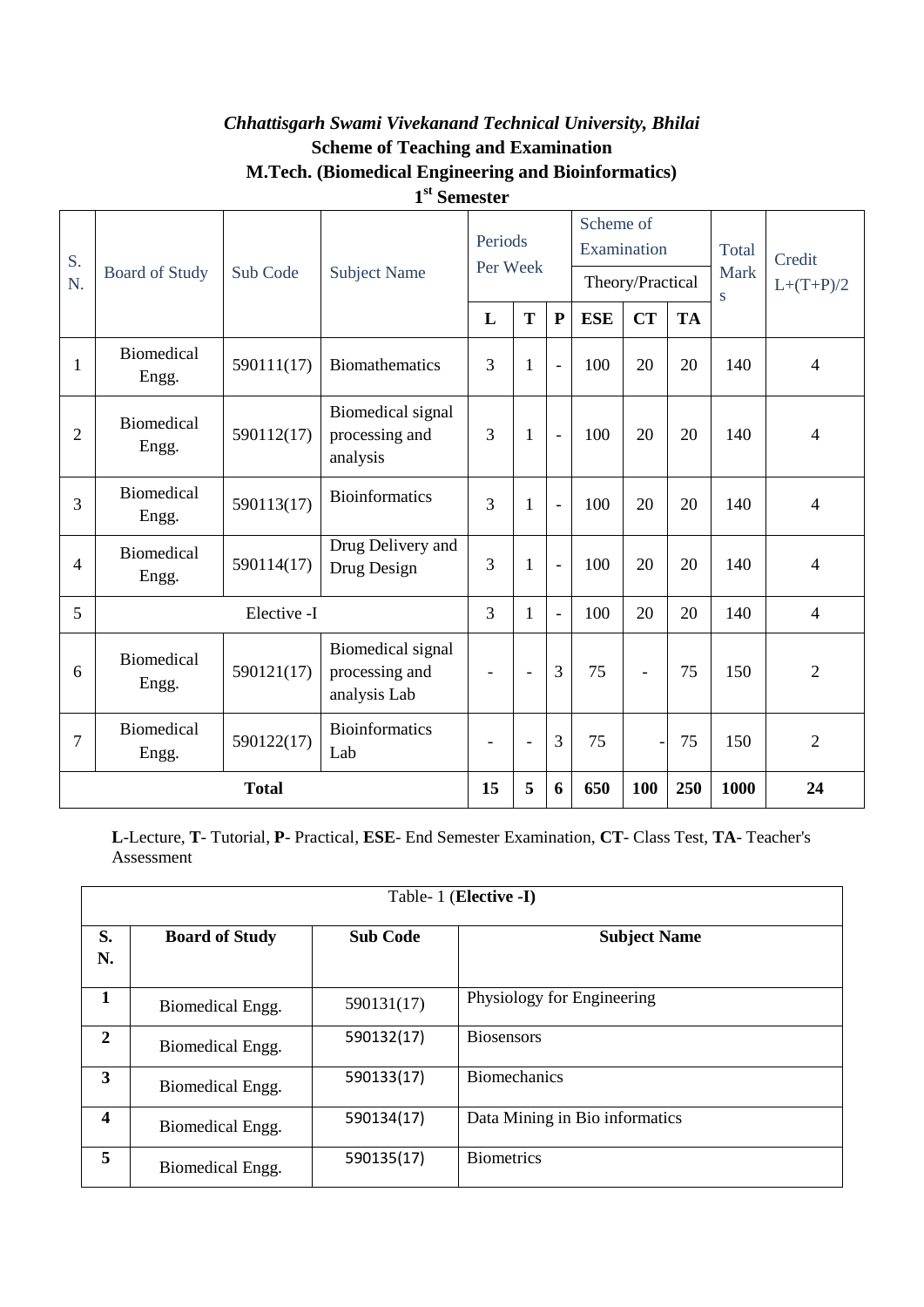*Chhattisgarh Swami Vivekanand Technical University, Bhilai*

**Scheme of Teaching and Examination**

**M.Tech. (Biomedical Engineering and Bioinformatics)**

**1st Semester**

| S. N. | Board of Study | Sub Code | Subject Name | Periods Per Week | | | Scheme of Examination | | | Total Marks | Credit L+(T+P)/2 |
|---|---|---|---|---|---|---|---|---|---|---|---|
| | | | | | | | Theory/Practical | | | | |
| | | | | L | T | P | ESE | CT | TA | | |
| 1 | Biomedical Engg. | 590111(17) | Biomathematics | 3 | 1 | - | 100 | 20 | 20 | 140 | 4 |
| 2 | Biomedical Engg. | 590112(17) | Biomedical signal processing and analysis | 3 | 1 | - | 100 | 20 | 20 | 140 | 4 |
| 3 | Biomedical Engg. | 590113(17) | Bioinformatics | 3 | 1 | - | 100 | 20 | 20 | 140 | 4 |
| 4 | Biomedical Engg. | 590114(17) | Drug Delivery and Drug Design | 3 | 1 | - | 100 | 20 | 20 | 140 | 4 |
| 5 | Elective -I | | | 3 | 1 | - | 100 | 20 | 20 | 140 | 4 |
| 6 | Biomedical Engg. | 590121(17) | Biomedical signal processing and analysis Lab | - | - | 3 | 75 | - | 75 | 150 | 2 |
| 7 | Biomedical Engg. | 590122(17) | Bioinformatics Lab | - | - | 3 | 75 | - | 75 | 150 | 2 |
| **Total** | | | | **15** | **5** | **6** | **650** | **100** | **250** | **1000** | **24** |

**L**-Lecture, **T**- Tutorial, **P**- Practical, **ESE**- End Semester Examination, **CT**- Class Test, **TA**- Teacher's Assessment

Table- 1 (**Elective -I**)

| S. N. | Board of Study | Sub Code | Subject Name |
|---|---|---|---|
| **1** | Biomedical Engg. | 590131(17) | Physiology for Engineering |
| **2** | Biomedical Engg. | 590132(17) | Biosensors |
| **3** | Biomedical Engg. | 590133(17) | Biomechanics |
| **4** | Biomedical Engg. | 590134(17) | Data Mining in Bio informatics |
| **5** | Biomedical Engg. | 590135(17) | Biometrics |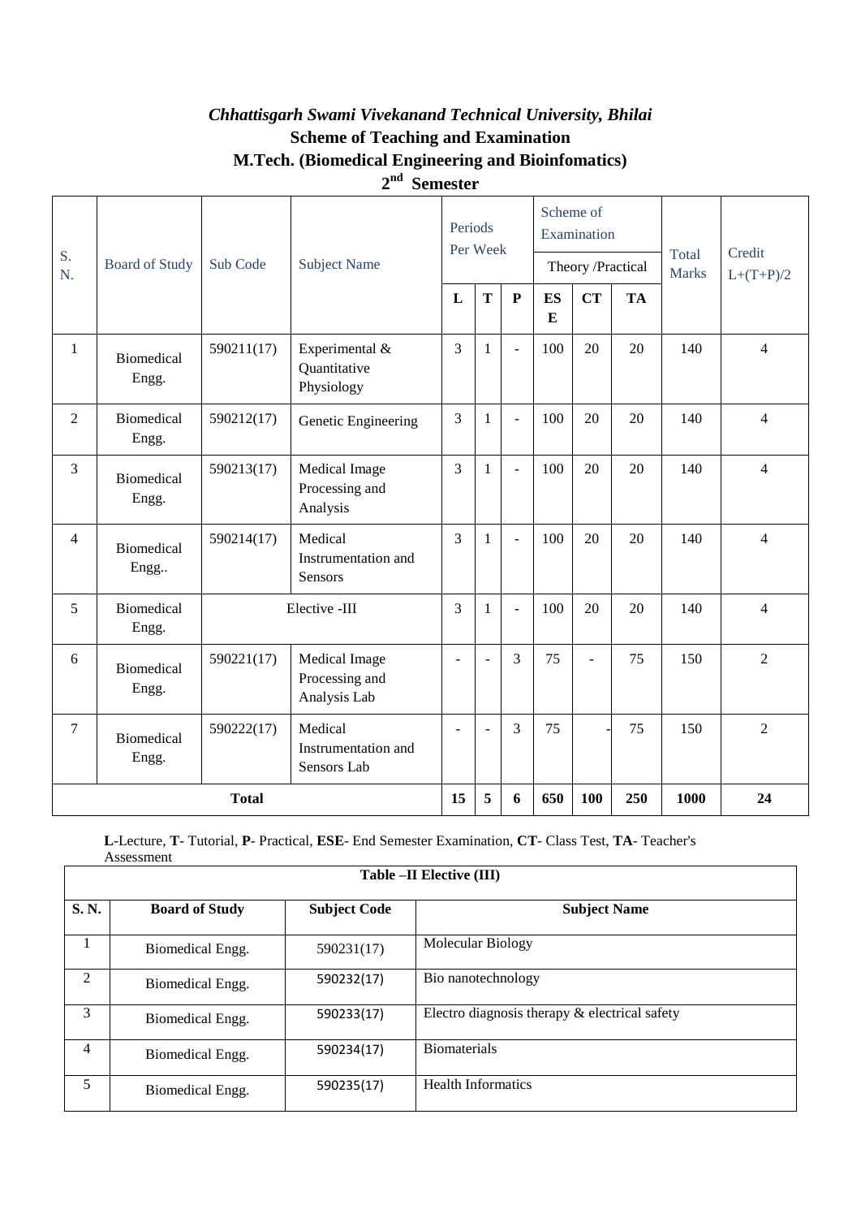# *Chhattisgarh Swami Vivekanand Technical University, Bhilai*

## Scheme of Teaching and Examination

## M.Tech. (Biomedical Engineering and Bioinfomatics)

## 2nd Semester

| S. N. | Board of Study | Sub Code | Subject Name | Periods Per Week | | | Scheme of Examination Theory /Practical | | | Total Marks | Credit L+(T+P)/2 |
|---|---|---|---|---|---|---|---|---|---|---|---|
| | | | | L | T | P | ESE | CT | TA | | |
| 1 | Biomedical Engg. | 590211(17) | Experimental & Quantitative Physiology | 3 | 1 | - | 100 | 20 | 20 | 140 | 4 |
| 2 | Biomedical Engg. | 590212(17) | Genetic Engineering | 3 | 1 | - | 100 | 20 | 20 | 140 | 4 |
| 3 | Biomedical Engg. | 590213(17) | Medical Image Processing and Analysis | 3 | 1 | - | 100 | 20 | 20 | 140 | 4 |
| 4 | Biomedical Engg.. | 590214(17) | Medical Instrumentation and Sensors | 3 | 1 | - | 100 | 20 | 20 | 140 | 4 |
| 5 | Biomedical Engg. | Elective -III | | 3 | 1 | - | 100 | 20 | 20 | 140 | 4 |
| 6 | Biomedical Engg. | 590221(17) | Medical Image Processing and Analysis Lab | - | - | 3 | 75 | - | 75 | 150 | 2 |
| 7 | Biomedical Engg. | 590222(17) | Medical Instrumentation and Sensors Lab | - | - | 3 | 75 | - | 75 | 150 | 2 |
| **Total** | | | | **15** | **5** | **6** | **650** | **100** | **250** | **1000** | **24** |

**L**-Lecture, **T**- Tutorial, **P**- Practical, **ESE**- End Semester Examination, **CT**- Class Test, **TA**- Teacher's Assessment

**Table –II Elective (III)**

| S. N. | Board of Study | Subject Code | Subject Name |
|---|---|---|---|
| 1 | Biomedical Engg. | 590231(17) | Molecular Biology |
| 2 | Biomedical Engg. | 590232(17) | Bio nanotechnology |
| 3 | Biomedical Engg. | 590233(17) | Electro diagnosis therapy & electrical safety |
| 4 | Biomedical Engg. | 590234(17) | Biomaterials |
| 5 | Biomedical Engg. | 590235(17) | Health Informatics |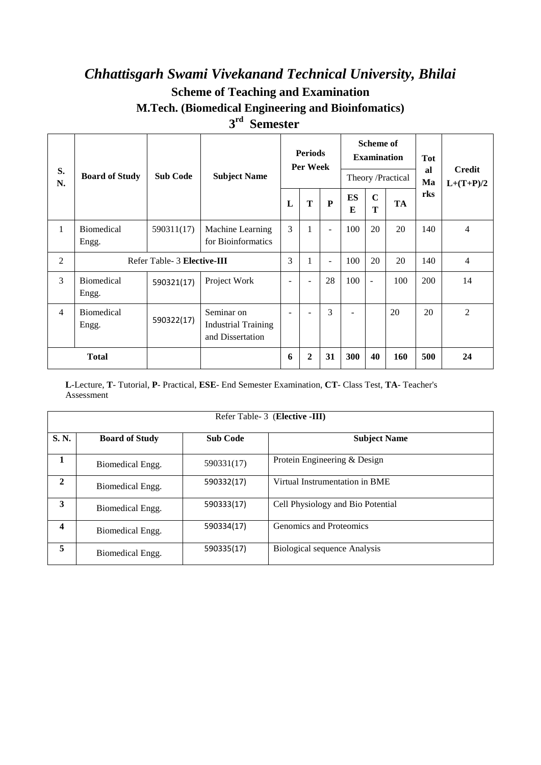# *Chhattisgarh Swami Vivekanand Technical University, Bhilai*

## Scheme of Teaching and Examination

### M.Tech. (Biomedical Engineering and Bioinfomatics)

### 3rd Semester

| S. N. | Board of Study | Sub Code | Subject Name | Periods Per Week | | | Scheme of Examination | | | Total Marks | Credit L+(T+P)/2 |
|---|---|---|---|---|---|---|---|---|---|---|---|
| | | | | | | | Theory /Practical | | | | |
| | | | | L | T | P | ESE | CT | TA | | |
| 1 | Biomedical Engg. | 590311(17) | Machine Learning for Bioinformatics | 3 | 1 | - | 100 | 20 | 20 | 140 | 4 |
| 2 | Refer Table- 3 **Elective-III** | | | 3 | 1 | - | 100 | 20 | 20 | 140 | 4 |
| 3 | Biomedical Engg. | 590321(17) | Project Work | - | - | 28 | 100 | - | 100 | 200 | 14 |
| 4 | Biomedical Engg. | 590322(17) | Seminar on Industrial Training and Dissertation | - | - | 3 | - | | 20 | 20 | 2 |
| **Total** | | | | **6** | **2** | **31** | **300** | **40** | **160** | **500** | **24** |

**L**-Lecture, **T**- Tutorial, **P**- Practical, **ESE**- End Semester Examination, **CT**- Class Test, **TA**- Teacher's Assessment

| Refer Table- 3 (**Elective -III)** | | | |
|---|---|---|---|
| **S. N.** | **Board of Study** | **Sub Code** | **Subject Name** |
| **1** | Biomedical Engg. | 590331(17) | Protein Engineering & Design |
| **2** | Biomedical Engg. | 590332(17) | Virtual Instrumentation in BME |
| **3** | Biomedical Engg. | 590333(17) | Cell Physiology and Bio Potential |
| **4** | Biomedical Engg. | 590334(17) | Genomics and Proteomics |
| **5** | Biomedical Engg. | 590335(17) | Biological sequence Analysis |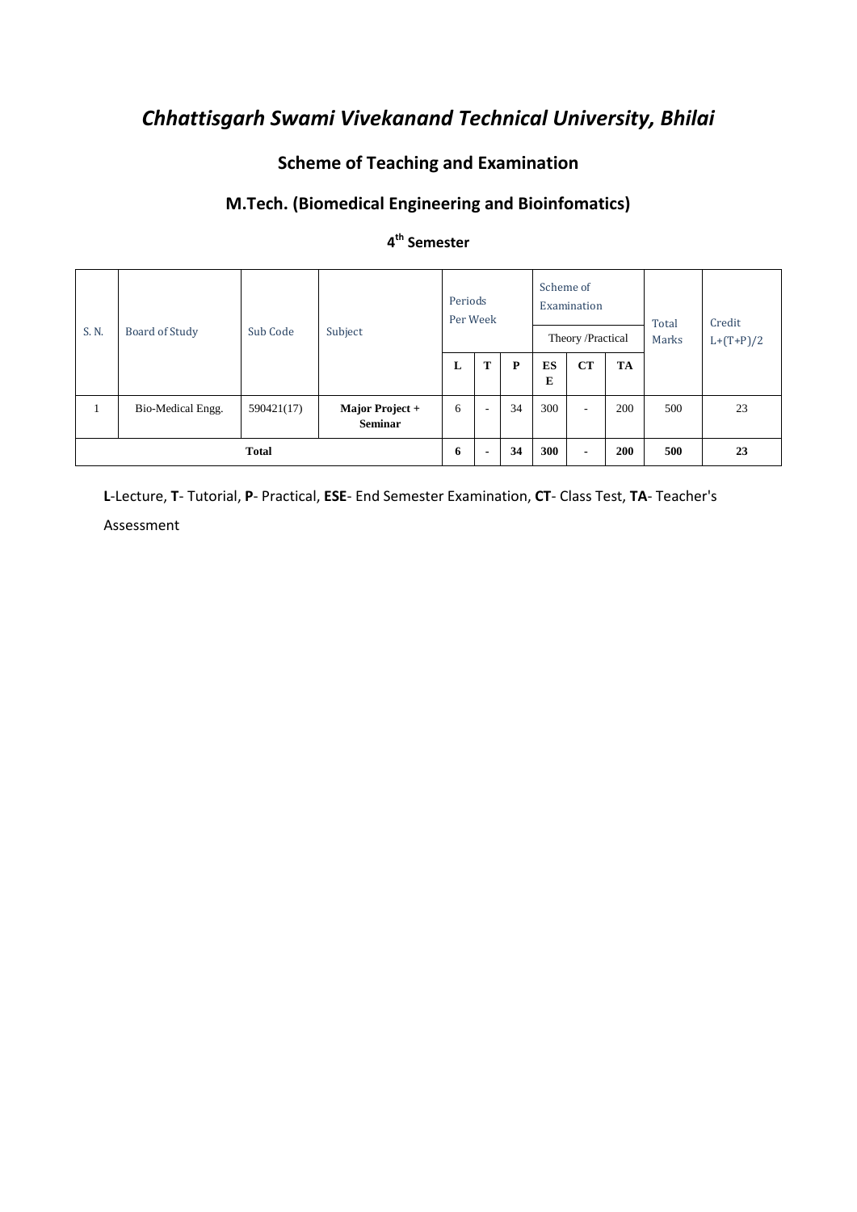# *Chhattisgarh Swami Vivekanand Technical University, Bhilai*

## Scheme of Teaching and Examination

## M.Tech. (Biomedical Engineering and Bioinfomatics)

### 4th Semester

| S. N. | Board of Study | Sub Code | Subject | Periods Per Week | | | Scheme of Examination Theory /Practical | | | Total Marks | Credit L+(T+P)/2 |
|---|---|---|---|---|---|---|---|---|---|---|---|
| | | | | L | T | P | ESE | CT | TA | | |
| 1 | Bio-Medical Engg. | 590421(17) | **Major Project + Seminar** | 6 | - | 34 | 300 | - | 200 | 500 | 23 |
| **Total** | | | | **6** | **-** | **34** | **300** | **-** | **200** | **500** | **23** |

**L**-Lecture, **T**- Tutorial, **P**- Practical, **ESE**- End Semester Examination, **CT**- Class Test, **TA**- Teacher's Assessment